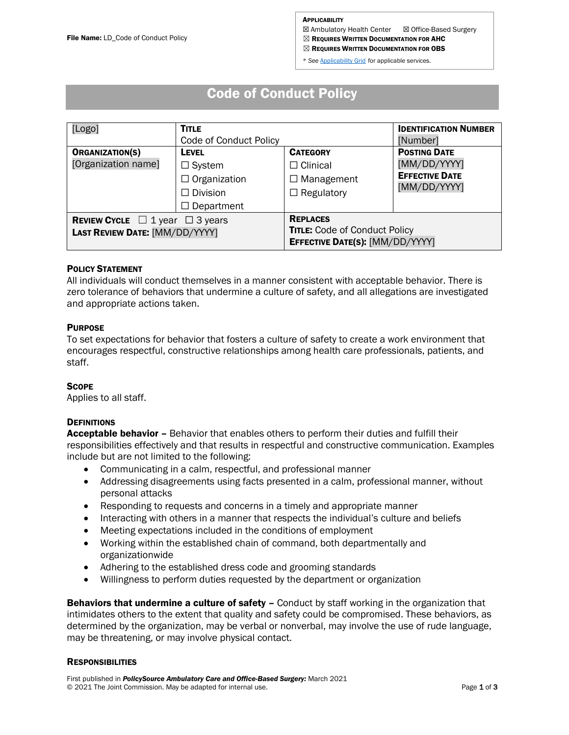File Name: LD_Code of Conduct Policy

**APPLICABILITY**
☒ Ambulatory Health Center ☒ Office-Based Surgery
☒ **REQUIRES WRITTEN DOCUMENTATION FOR AHC**
☒ **REQUIRES WRITTEN DOCUMENTATION FOR OBS**

* *See* Applicability Grid for applicable services.

# Code of Conduct Policy

| [Logo] | **TITLE** Code of Conduct Policy | | **IDENTIFICATION NUMBER** [Number] |
|---|---|---|---|
| **ORGANIZATION(S)** [Organization name] | **LEVEL** ☐ System ☐ Organization ☐ Division ☐ Department | **CATEGORY** ☐ Clinical ☐ Management ☐ Regulatory | **POSTING DATE** [MM/DD/YYYY] **EFFECTIVE DATE** [MM/DD/YYYY] |
| **REVIEW CYCLE** ☐ 1 year ☐ 3 years **LAST REVIEW DATE:** [MM/DD/YYYY] | | **REPLACES** **TITLE:** Code of Conduct Policy **EFFECTIVE DATE(S):** [MM/DD/YYYY] | |

## POLICY STATEMENT

All individuals will conduct themselves in a manner consistent with acceptable behavior. There is zero tolerance of behaviors that undermine a culture of safety, and all allegations are investigated and appropriate actions taken.

## PURPOSE

To set expectations for behavior that fosters a culture of safety to create a work environment that encourages respectful, constructive relationships among health care professionals, patients, and staff.

## SCOPE

Applies to all staff.

## DEFINITIONS

**Acceptable behavior –** Behavior that enables others to perform their duties and fulfill their responsibilities effectively and that results in respectful and constructive communication. Examples include but are not limited to the following:

- Communicating in a calm, respectful, and professional manner
- Addressing disagreements using facts presented in a calm, professional manner, without personal attacks
- Responding to requests and concerns in a timely and appropriate manner
- Interacting with others in a manner that respects the individual's culture and beliefs
- Meeting expectations included in the conditions of employment
- Working within the established chain of command, both departmentally and organizationwide
- Adhering to the established dress code and grooming standards
- Willingness to perform duties requested by the department or organization

**Behaviors that undermine a culture of safety –** Conduct by staff working in the organization that intimidates others to the extent that quality and safety could be compromised. These behaviors, as determined by the organization, may be verbal or nonverbal, may involve the use of rude language, may be threatening, or may involve physical contact.

## RESPONSIBILITIES

First published in ***PolicySource Ambulatory Care and Office-Based Surgery:*** March 2021
© 2021 The Joint Commission. May be adapted for internal use.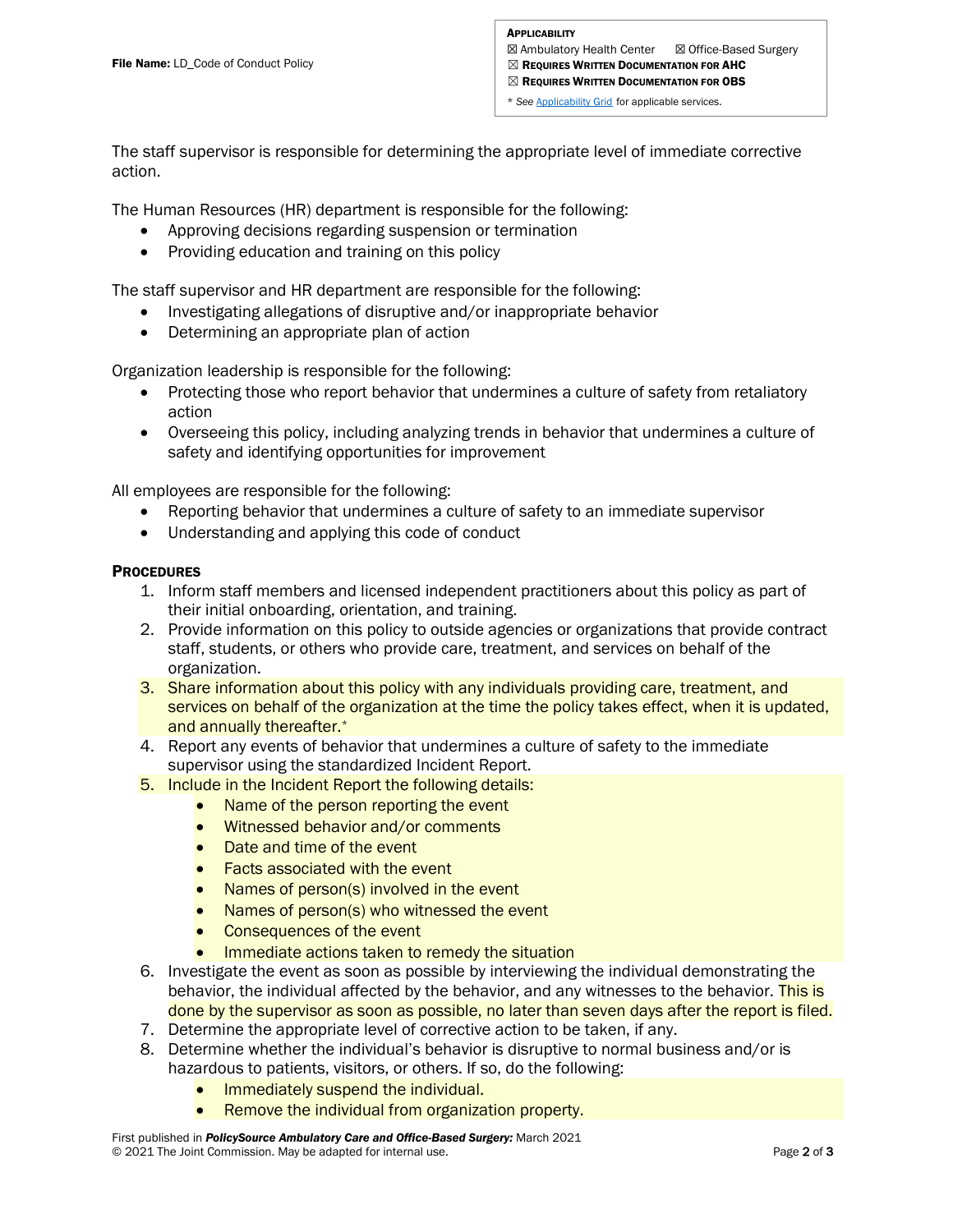The staff supervisor is responsible for determining the appropriate level of immediate corrective action.

The Human Resources (HR) department is responsible for the following:

- Approving decisions regarding suspension or termination
- Providing education and training on this policy

The staff supervisor and HR department are responsible for the following:

- Investigating allegations of disruptive and/or inappropriate behavior
- Determining an appropriate plan of action

Organization leadership is responsible for the following:

- Protecting those who report behavior that undermines a culture of safety from retaliatory action
- Overseeing this policy, including analyzing trends in behavior that undermines a culture of safety and identifying opportunities for improvement

All employees are responsible for the following:

- Reporting behavior that undermines a culture of safety to an immediate supervisor
- Understanding and applying this code of conduct

**PROCEDURES**

1. Inform staff members and licensed independent practitioners about this policy as part of their initial onboarding, orientation, and training.
2. Provide information on this policy to outside agencies or organizations that provide contract staff, students, or others who provide care, treatment, and services on behalf of the organization.
3. Share information about this policy with any individuals providing care, treatment, and services on behalf of the organization at the time the policy takes effect, when it is updated, and annually thereafter.*
4. Report any events of behavior that undermines a culture of safety to the immediate supervisor using the standardized Incident Report.
5. Include in the Incident Report the following details:
   - Name of the person reporting the event
   - Witnessed behavior and/or comments
   - Date and time of the event
   - Facts associated with the event
   - Names of person(s) involved in the event
   - Names of person(s) who witnessed the event
   - Consequences of the event
   - Immediate actions taken to remedy the situation
6. Investigate the event as soon as possible by interviewing the individual demonstrating the behavior, the individual affected by the behavior, and any witnesses to the behavior. This is done by the supervisor as soon as possible, no later than seven days after the report is filed.
7. Determine the appropriate level of corrective action to be taken, if any.
8. Determine whether the individual's behavior is disruptive to normal business and/or is hazardous to patients, visitors, or others. If so, do the following:
   - Immediately suspend the individual.
   - Remove the individual from organization property.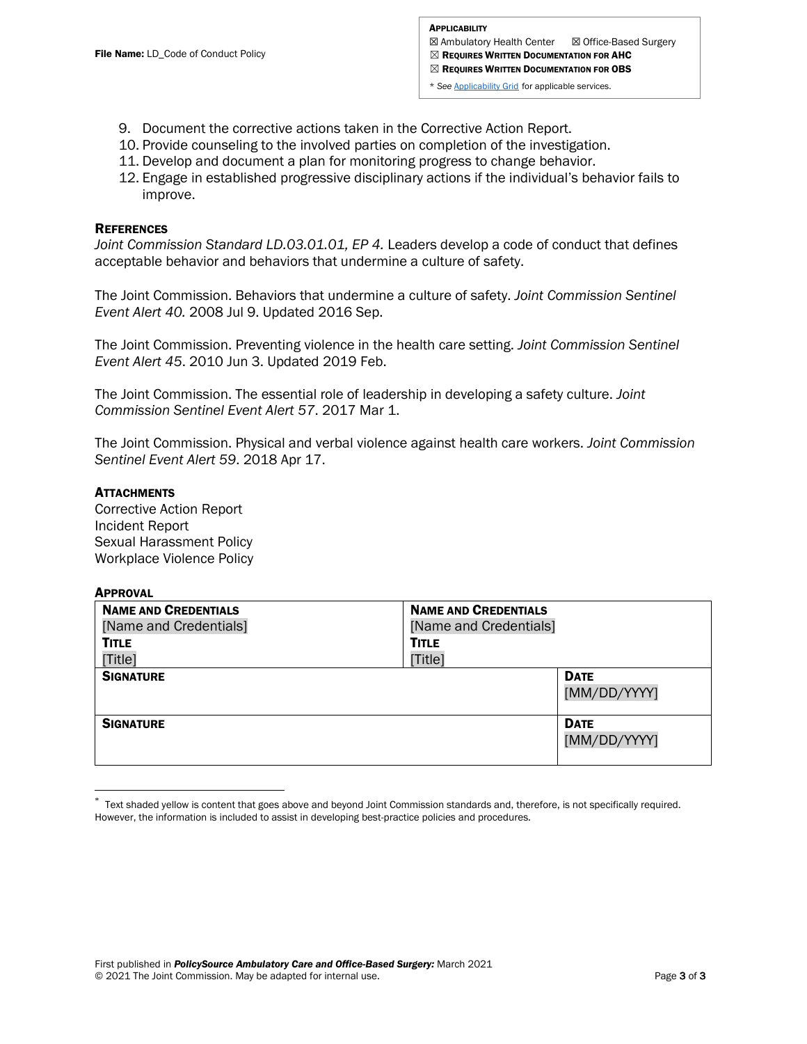9. Document the corrective actions taken in the Corrective Action Report.
10. Provide counseling to the involved parties on completion of the investigation.
11. Develop and document a plan for monitoring progress to change behavior.
12. Engage in established progressive disciplinary actions if the individual's behavior fails to improve.

**REFERENCES**

*Joint Commission Standard LD.03.01.01, EP 4.* Leaders develop a code of conduct that defines acceptable behavior and behaviors that undermine a culture of safety.

The Joint Commission. Behaviors that undermine a culture of safety. *Joint Commission Sentinel Event Alert 40.* 2008 Jul 9. Updated 2016 Sep.

The Joint Commission. Preventing violence in the health care setting. *Joint Commission Sentinel Event Alert 45*. 2010 Jun 3. Updated 2019 Feb.

The Joint Commission. The essential role of leadership in developing a safety culture. *Joint Commission Sentinel Event Alert 57*. 2017 Mar 1.

The Joint Commission. Physical and verbal violence against health care workers. *Joint Commission Sentinel Event Alert 59*. 2018 Apr 17.

**ATTACHMENTS**

Corrective Action Report
Incident Report
Sexual Harassment Policy
Workplace Violence Policy

**APPROVAL**

| | | |
|---|---|---|
| **NAME AND CREDENTIALS** [Name and Credentials] **TITLE** [Title] | **NAME AND CREDENTIALS** [Name and Credentials] **TITLE** [Title] | |
| **SIGNATURE** | | **DATE** [MM/DD/YYYY] |
| **SIGNATURE** | | **DATE** [MM/DD/YYYY] |

* Text shaded yellow is content that goes above and beyond Joint Commission standards and, therefore, is not specifically required. However, the information is included to assist in developing best-practice policies and procedures.

First published in ***PolicySource Ambulatory Care and Office-Based Surgery:*** March 2021
© 2021 The Joint Commission. May be adapted for internal use.